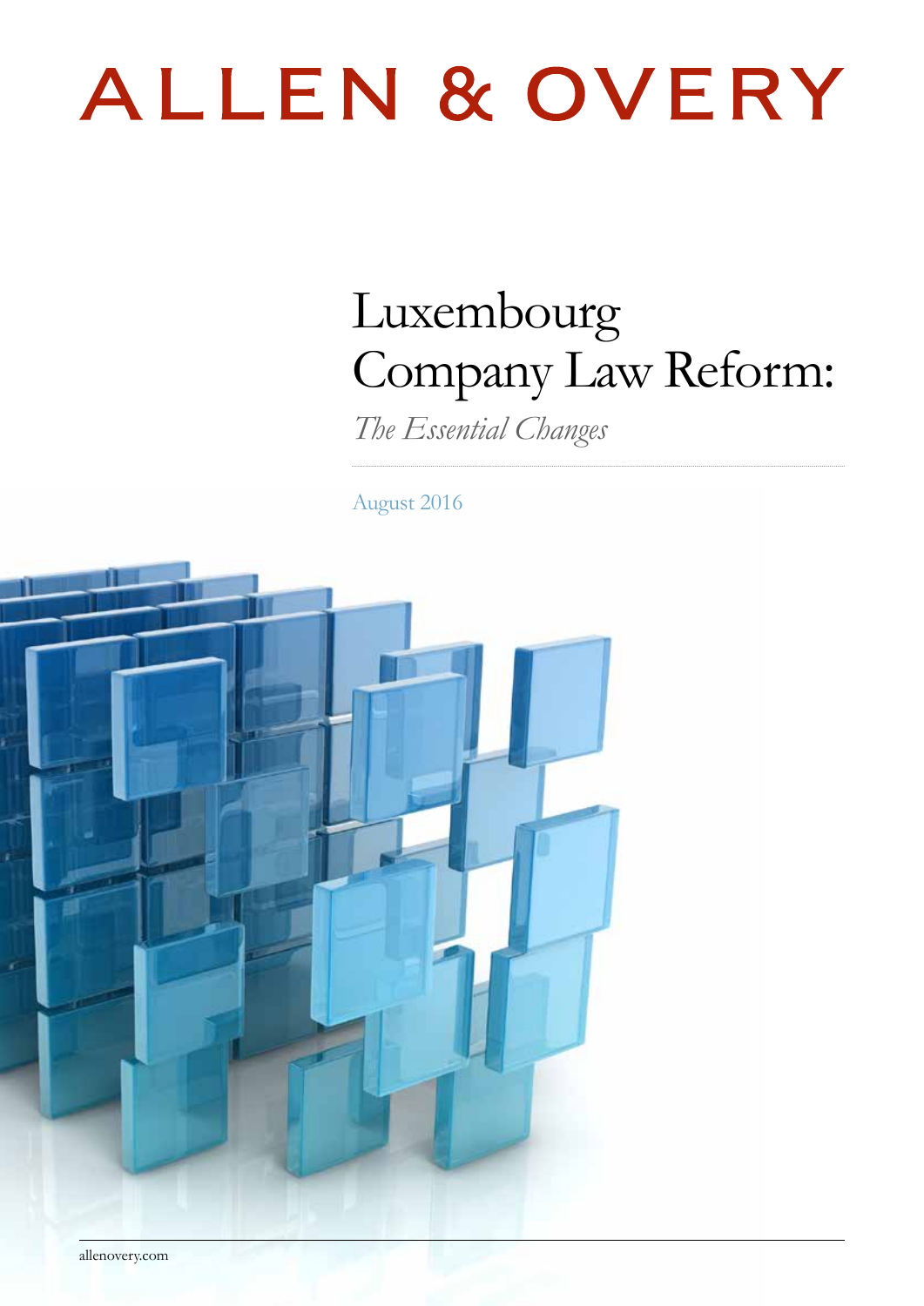ALLEN & OVERY

# Luxembourg Company Law Reform:

*The Essential Changes*

August 2016

allenovery.com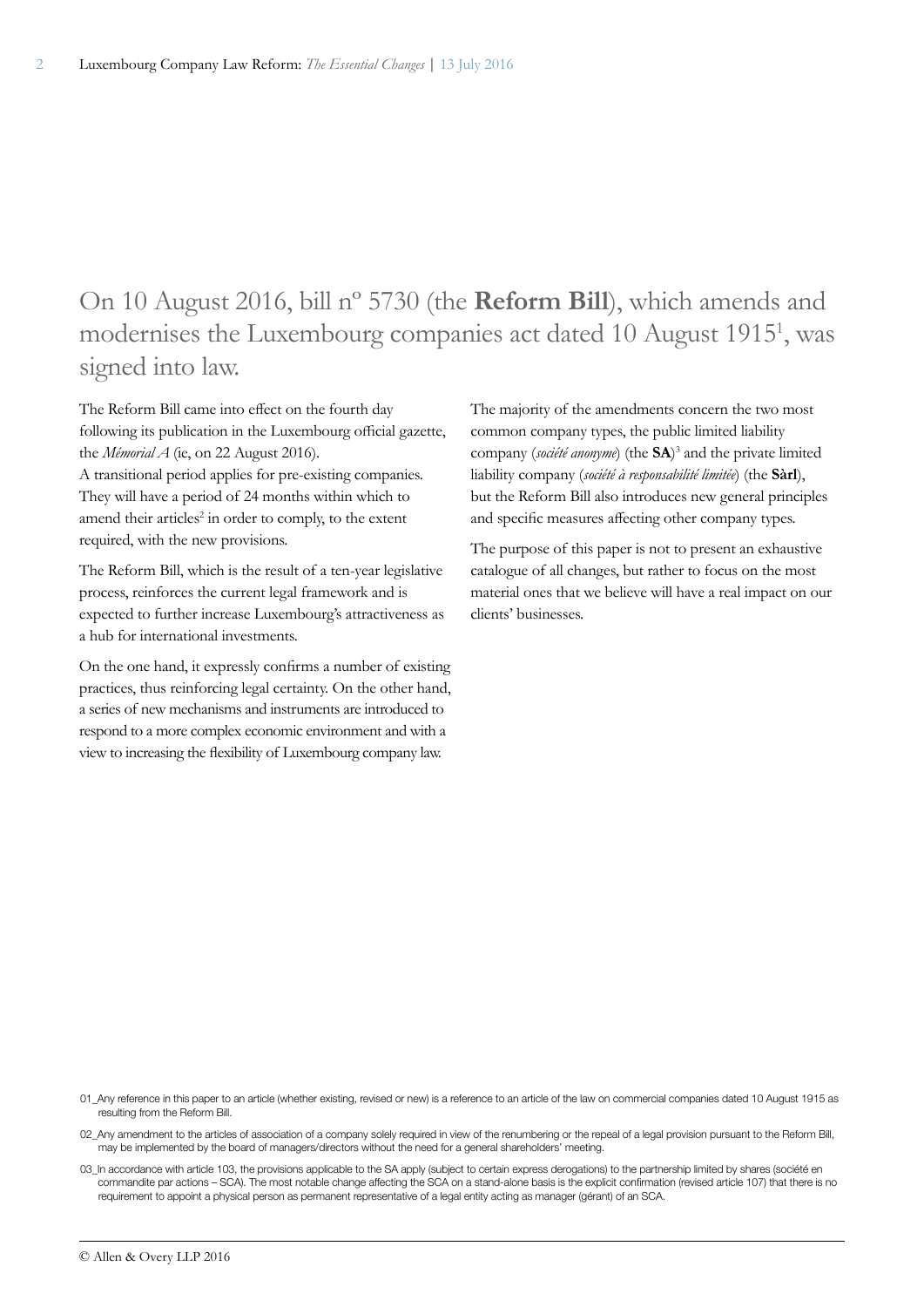# On 10 August 2016, bill nº 5730 (the **Reform Bill**), which amends and modernises the Luxembourg companies act dated 10 August 1915[1], was signed into law.

The Reform Bill came into effect on the fourth day following its publication in the Luxembourg official gazette, the *Mémorial A* (ie, on 22 August 2016).
A transitional period applies for pre-existing companies. They will have a period of 24 months within which to amend their articles[2] in order to comply, to the extent required, with the new provisions.

The Reform Bill, which is the result of a ten-year legislative process, reinforces the current legal framework and is expected to further increase Luxembourg's attractiveness as a hub for international investments.

On the one hand, it expressly confirms a number of existing practices, thus reinforcing legal certainty. On the other hand, a series of new mechanisms and instruments are introduced to respond to a more complex economic environment and with a view to increasing the flexibility of Luxembourg company law.

The majority of the amendments concern the two most common company types, the public limited liability company (*société anonyme*) (the **SA**)[3] and the private limited liability company (*société à responsabilité limitée*) (the **Sàrl**), but the Reform Bill also introduces new general principles and specific measures affecting other company types.

The purpose of this paper is not to present an exhaustive catalogue of all changes, but rather to focus on the most material ones that we believe will have a real impact on our clients' businesses.

01_Any reference in this paper to an article (whether existing, revised or new) is a reference to an article of the law on commercial companies dated 10 August 1915 as resulting from the Reform Bill.

02_Any amendment to the articles of association of a company solely required in view of the renumbering or the repeal of a legal provision pursuant to the Reform Bill, may be implemented by the board of managers/directors without the need for a general shareholders' meeting.

03_In accordance with article 103, the provisions applicable to the SA apply (subject to certain express derogations) to the partnership limited by shares (société en commandite par actions – SCA). The most notable change affecting the SCA on a stand-alone basis is the explicit confirmation (revised article 107) that there is no requirement to appoint a physical person as permanent representative of a legal entity acting as manager (gérant) of an SCA.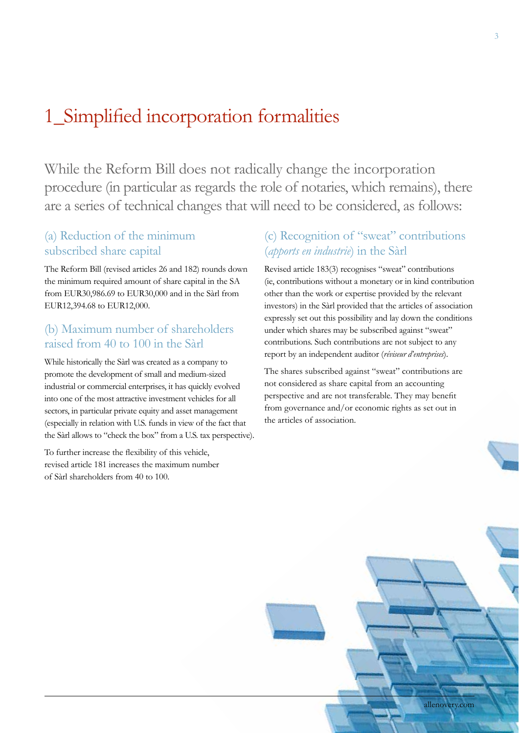# 1_Simplified incorporation formalities

While the Reform Bill does not radically change the incorporation procedure (in particular as regards the role of notaries, which remains), there are a series of technical changes that will need to be considered, as follows:

## (a) Reduction of the minimum subscribed share capital

The Reform Bill (revised articles 26 and 182) rounds down the minimum required amount of share capital in the SA from EUR30,986.69 to EUR30,000 and in the Sàrl from EUR12,394.68 to EUR12,000.

## (b) Maximum number of shareholders raised from 40 to 100 in the Sàrl

While historically the Sàrl was created as a company to promote the development of small and medium-sized industrial or commercial enterprises, it has quickly evolved into one of the most attractive investment vehicles for all sectors, in particular private equity and asset management (especially in relation with U.S. funds in view of the fact that the Sàrl allows to "check the box" from a U.S. tax perspective).

To further increase the flexibility of this vehicle, revised article 181 increases the maximum number of Sàrl shareholders from 40 to 100.

## (c) Recognition of "sweat" contributions (*apports en industrie*) in the Sàrl

Revised article 183(3) recognises "sweat" contributions (ie, contributions without a monetary or in kind contribution other than the work or expertise provided by the relevant investors) in the Sàrl provided that the articles of association expressly set out this possibility and lay down the conditions under which shares may be subscribed against "sweat" contributions. Such contributions are not subject to any report by an independent auditor (*réviseur d'entreprises*).

The shares subscribed against "sweat" contributions are not considered as share capital from an accounting perspective and are not transferable. They may benefit from governance and/or economic rights as set out in the articles of association.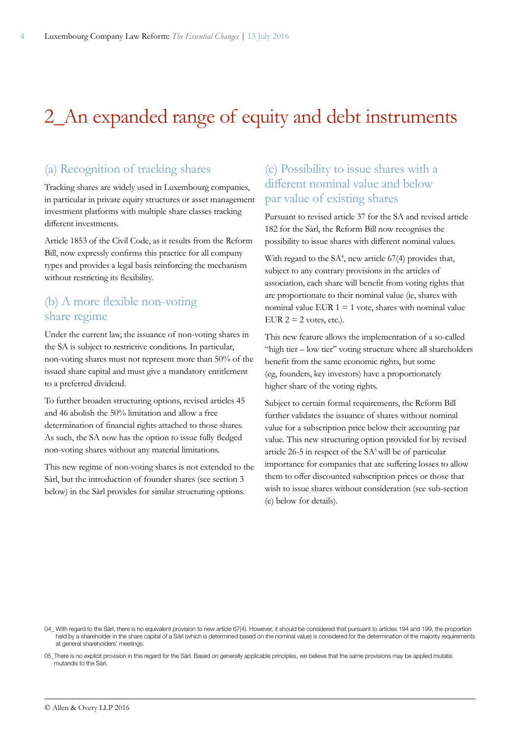# 2_An expanded range of equity and debt instruments

## (a) Recognition of tracking shares

Tracking shares are widely used in Luxembourg companies, in particular in private equity structures or asset management investment platforms with multiple share classes tracking different investments.

Article 1853 of the Civil Code, as it results from the Reform Bill, now expressly confirms this practice for all company types and provides a legal basis reinforcing the mechanism without restricting its flexibility.

## (b) A more flexible non-voting share regime

Under the current law, the issuance of non-voting shares in the SA is subject to restrictive conditions. In particular, non-voting shares must not represent more than 50% of the issued share capital and must give a mandatory entitlement to a preferred dividend.

To further broaden structuring options, revised articles 45 and 46 abolish the 50% limitation and allow a free determination of financial rights attached to those shares. As such, the SA now has the option to issue fully fledged non-voting shares without any material limitations.

This new regime of non-voting shares is not extended to the Sàrl, but the introduction of founder shares (see section 3 below) in the Sàrl provides for similar structuring options.

## (c) Possibility to issue shares with a different nominal value and below par value of existing shares

Pursuant to revised article 37 for the SA and revised article 182 for the Sàrl, the Reform Bill now recognises the possibility to issue shares with different nominal values.

With regard to the SA[4], new article 67(4) provides that, subject to any contrary provisions in the articles of association, each share will benefit from voting rights that are proportionate to their nominal value (ie, shares with nominal value EUR 1 = 1 vote, shares with nominal value EUR 2 = 2 votes, etc.).

This new feature allows the implementation of a so-called "high tier – low tier" voting structure where all shareholders benefit from the same economic rights, but some (eg, founders, key investors) have a proportionately higher share of the voting rights.

Subject to certain formal requirements, the Reform Bill further validates the issuance of shares without nominal value for a subscription price below their accounting par value. This new structuring option provided for by revised article 26-5 in respect of the SA[5] will be of particular importance for companies that are suffering losses to allow them to offer discounted subscription prices or those that wish to issue shares without consideration (see sub-section (e) below for details).

---

04_ With regard to the Sàrl, there is no equivalent provision to new article 67(4). However, it should be considered that pursuant to articles 194 and 199, the proportion held by a shareholder in the share capital of a Sàrl (which is determined based on the nominal value) is considered for the determination of the majority requirements at general shareholders' meetings.

05_There is no explicit provision in this regard for the Sàrl. Based on generally applicable principles, we believe that the same provisions may be applied mutatis mutandis to the Sàrl.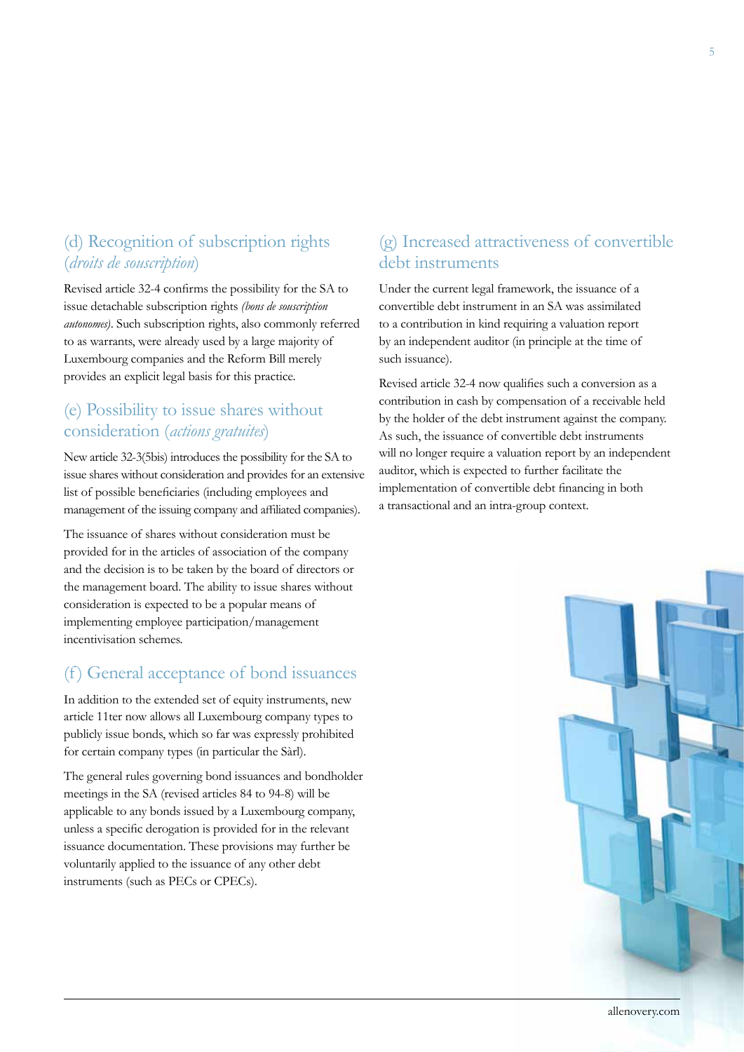## (d) Recognition of subscription rights (*droits de souscription*)

Revised article 32-4 confirms the possibility for the SA to issue detachable subscription rights *(bons de souscription autonomes)*. Such subscription rights, also commonly referred to as warrants, were already used by a large majority of Luxembourg companies and the Reform Bill merely provides an explicit legal basis for this practice.

## (e) Possibility to issue shares without consideration (*actions gratuites*)

New article 32-3(5bis) introduces the possibility for the SA to issue shares without consideration and provides for an extensive list of possible beneficiaries (including employees and management of the issuing company and affiliated companies).

The issuance of shares without consideration must be provided for in the articles of association of the company and the decision is to be taken by the board of directors or the management board. The ability to issue shares without consideration is expected to be a popular means of implementing employee participation/management incentivisation schemes.

## (f) General acceptance of bond issuances

In addition to the extended set of equity instruments, new article 11ter now allows all Luxembourg company types to publicly issue bonds, which so far was expressly prohibited for certain company types (in particular the Sàrl).

The general rules governing bond issuances and bondholder meetings in the SA (revised articles 84 to 94-8) will be applicable to any bonds issued by a Luxembourg company, unless a specific derogation is provided for in the relevant issuance documentation. These provisions may further be voluntarily applied to the issuance of any other debt instruments (such as PECs or CPECs).

## (g) Increased attractiveness of convertible debt instruments

Under the current legal framework, the issuance of a convertible debt instrument in an SA was assimilated to a contribution in kind requiring a valuation report by an independent auditor (in principle at the time of such issuance).

Revised article 32-4 now qualifies such a conversion as a contribution in cash by compensation of a receivable held by the holder of the debt instrument against the company. As such, the issuance of convertible debt instruments will no longer require a valuation report by an independent auditor, which is expected to further facilitate the implementation of convertible debt financing in both a transactional and an intra-group context.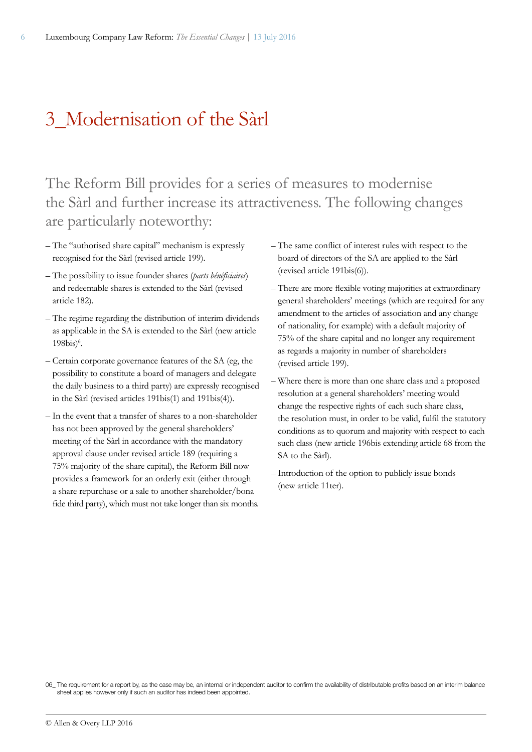# 3_Modernisation of the Sàrl

## The Reform Bill provides for a series of measures to modernise the Sàrl and further increase its attractiveness. The following changes are particularly noteworthy:

- The "authorised share capital" mechanism is expressly recognised for the Sàrl (revised article 199).
- The possibility to issue founder shares (*parts bénéficiaires*) and redeemable shares is extended to the Sàrl (revised article 182).
- The regime regarding the distribution of interim dividends as applicable in the SA is extended to the Sàrl (new article 198bis)[6].
- Certain corporate governance features of the SA (eg, the possibility to constitute a board of managers and delegate the daily business to a third party) are expressly recognised in the Sàrl (revised articles 191bis(1) and 191bis(4)).
- In the event that a transfer of shares to a non-shareholder has not been approved by the general shareholders' meeting of the Sàrl in accordance with the mandatory approval clause under revised article 189 (requiring a 75% majority of the share capital), the Reform Bill now provides a framework for an orderly exit (either through a share repurchase or a sale to another shareholder/bona fide third party), which must not take longer than six months.
- The same conflict of interest rules with respect to the board of directors of the SA are applied to the Sàrl (revised article 191bis(6)).
- There are more flexible voting majorities at extraordinary general shareholders' meetings (which are required for any amendment to the articles of association and any change of nationality, for example) with a default majority of 75% of the share capital and no longer any requirement as regards a majority in number of shareholders (revised article 199).
- Where there is more than one share class and a proposed resolution at a general shareholders' meeting would change the respective rights of each such share class, the resolution must, in order to be valid, fulfil the statutory conditions as to quorum and majority with respect to each such class (new article 196bis extending article 68 from the SA to the Sàrl).
- Introduction of the option to publicly issue bonds (new article 11ter).

06_ The requirement for a report by, as the case may be, an internal or independent auditor to confirm the availability of distributable profits based on an interim balance sheet applies however only if such an auditor has indeed been appointed.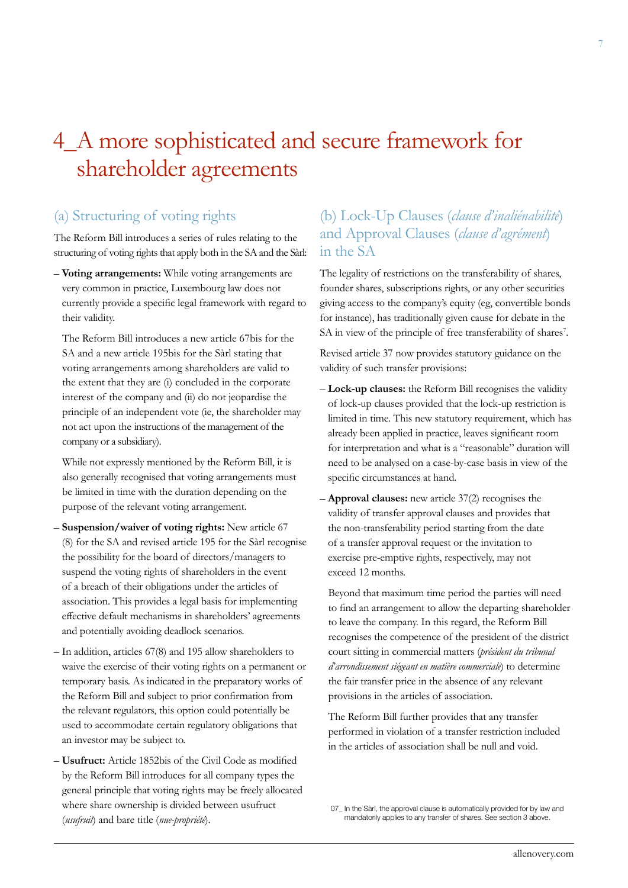# 4_A more sophisticated and secure framework for shareholder agreements

## (a) Structuring of voting rights

The Reform Bill introduces a series of rules relating to the structuring of voting rights that apply both in the SA and the Sàrl:

- **Voting arrangements:** While voting arrangements are very common in practice, Luxembourg law does not currently provide a specific legal framework with regard to their validity.

  The Reform Bill introduces a new article 67bis for the SA and a new article 195bis for the Sàrl stating that voting arrangements among shareholders are valid to the extent that they are (i) concluded in the corporate interest of the company and (ii) do not jeopardise the principle of an independent vote (ie, the shareholder may not act upon the instructions of the management of the company or a subsidiary).

  While not expressly mentioned by the Reform Bill, it is also generally recognised that voting arrangements must be limited in time with the duration depending on the purpose of the relevant voting arrangement.

- **Suspension/waiver of voting rights:** New article 67 (8) for the SA and revised article 195 for the Sàrl recognise the possibility for the board of directors/managers to suspend the voting rights of shareholders in the event of a breach of their obligations under the articles of association. This provides a legal basis for implementing effective default mechanisms in shareholders' agreements and potentially avoiding deadlock scenarios.

- In addition, articles 67(8) and 195 allow shareholders to waive the exercise of their voting rights on a permanent or temporary basis. As indicated in the preparatory works of the Reform Bill and subject to prior confirmation from the relevant regulators, this option could potentially be used to accommodate certain regulatory obligations that an investor may be subject to.

- **Usufruct:** Article 1852bis of the Civil Code as modified by the Reform Bill introduces for all company types the general principle that voting rights may be freely allocated where share ownership is divided between usufruct (*usufruit*) and bare title (*nue-propriété*).

## (b) Lock-Up Clauses (*clause d'inaliénabilité*) and Approval Clauses (*clause d'agrément*) in the SA

The legality of restrictions on the transferability of shares, founder shares, subscriptions rights, or any other securities giving access to the company's equity (eg, convertible bonds for instance), has traditionally given cause for debate in the SA in view of the principle of free transferability of shares[7].

Revised article 37 now provides statutory guidance on the validity of such transfer provisions:

- **Lock-up clauses:** the Reform Bill recognises the validity of lock-up clauses provided that the lock-up restriction is limited in time. This new statutory requirement, which has already been applied in practice, leaves significant room for interpretation and what is a "reasonable" duration will need to be analysed on a case-by-case basis in view of the specific circumstances at hand.

- **Approval clauses:** new article 37(2) recognises the validity of transfer approval clauses and provides that the non-transferability period starting from the date of a transfer approval request or the invitation to exercise pre-emptive rights, respectively, may not exceed 12 months.

  Beyond that maximum time period the parties will need to find an arrangement to allow the departing shareholder to leave the company. In this regard, the Reform Bill recognises the competence of the president of the district court sitting in commercial matters (*président du tribunal d'arrondissement siégeant en matière commerciale*) to determine the fair transfer price in the absence of any relevant provisions in the articles of association.

  The Reform Bill further provides that any transfer performed in violation of a transfer restriction included in the articles of association shall be null and void.

07_ In the Sàrl, the approval clause is automatically provided for by law and mandatorily applies to any transfer of shares. See section 3 above.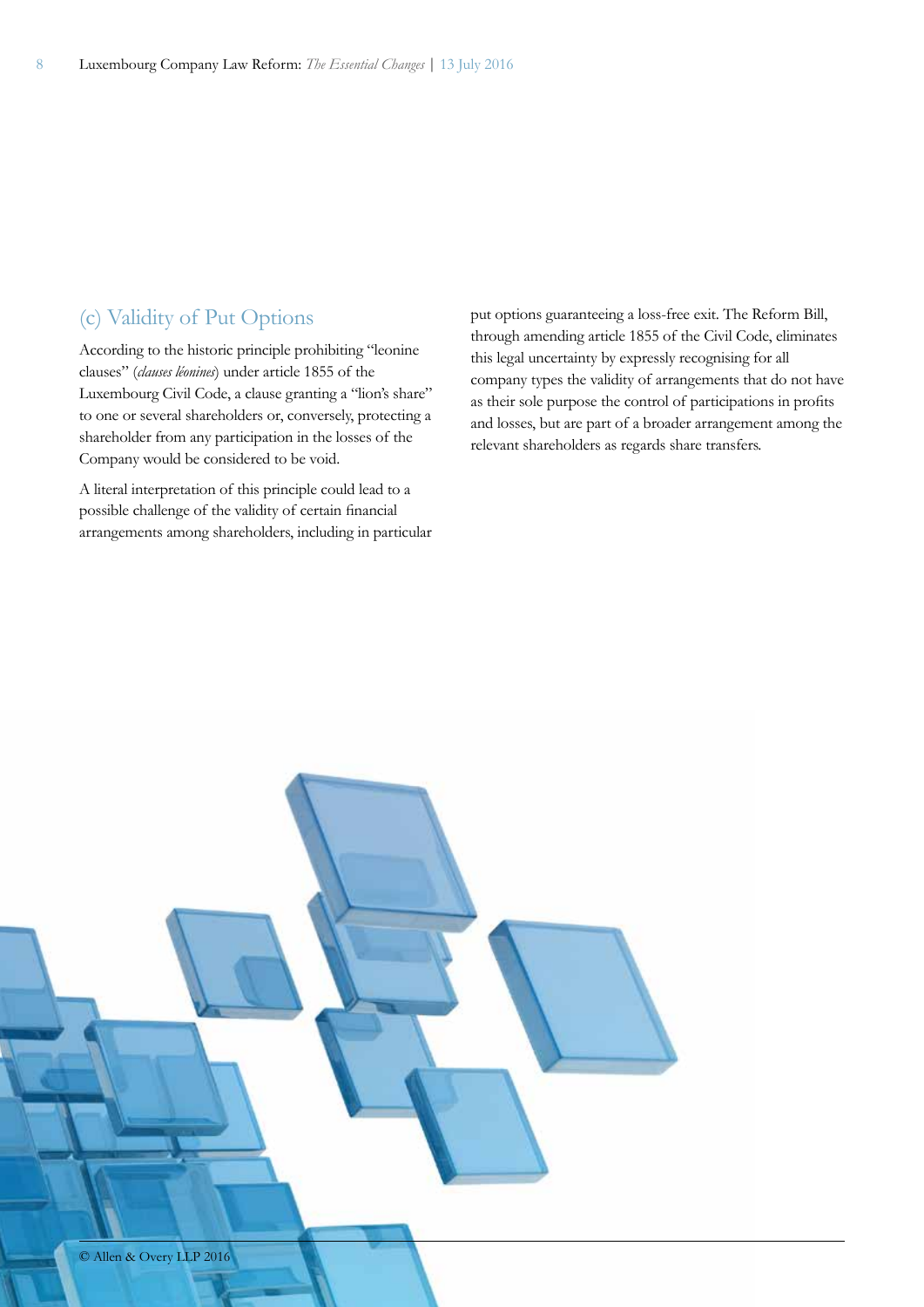### (c) Validity of Put Options

According to the historic principle prohibiting "leonine clauses" (*clauses léonines*) under article 1855 of the Luxembourg Civil Code, a clause granting a "lion's share" to one or several shareholders or, conversely, protecting a shareholder from any participation in the losses of the Company would be considered to be void.

A literal interpretation of this principle could lead to a possible challenge of the validity of certain financial arrangements among shareholders, including in particular put options guaranteeing a loss-free exit. The Reform Bill, through amending article 1855 of the Civil Code, eliminates this legal uncertainty by expressly recognising for all company types the validity of arrangements that do not have as their sole purpose the control of participations in profits and losses, but are part of a broader arrangement among the relevant shareholders as regards share transfers.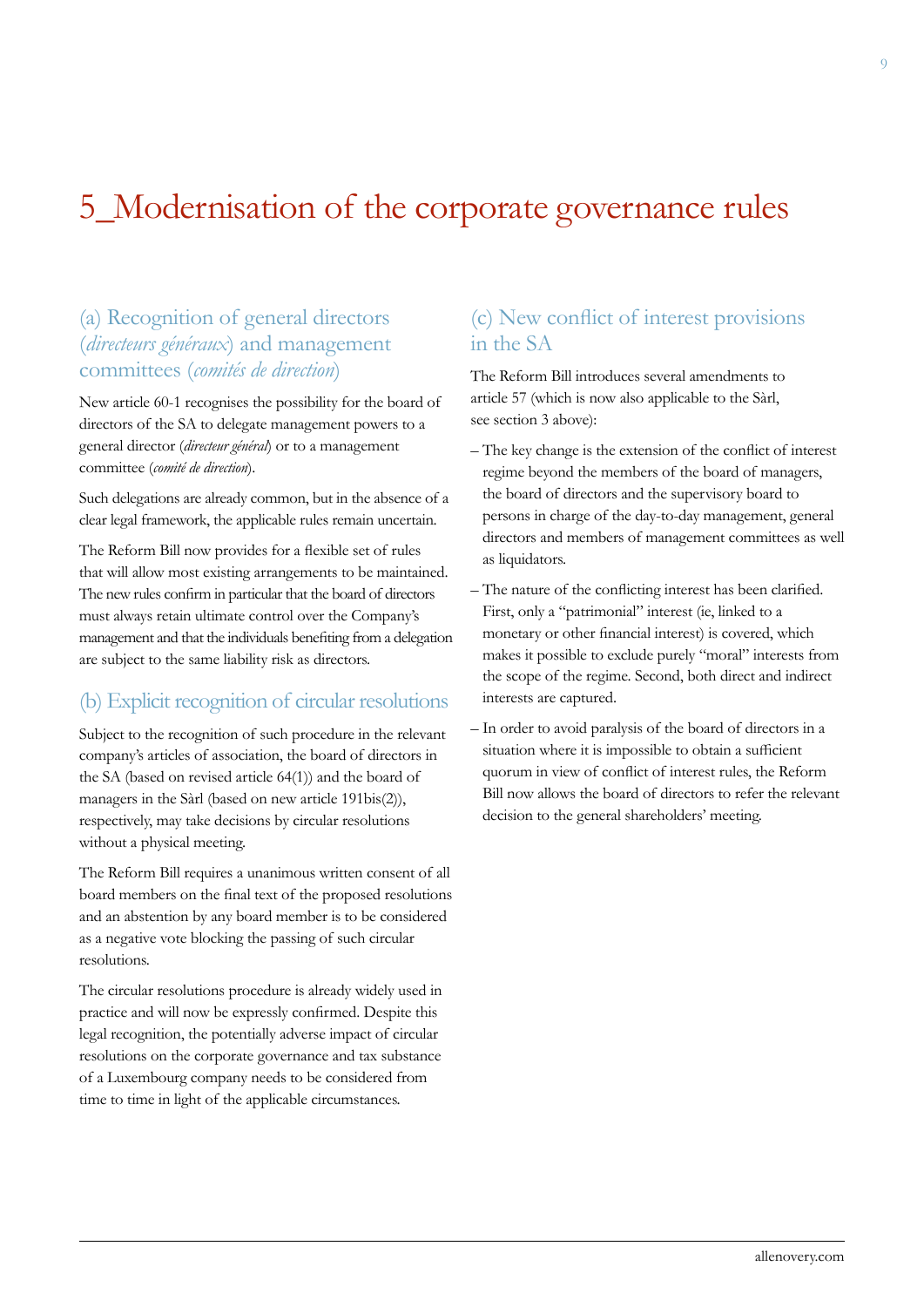# 5_Modernisation of the corporate governance rules

## (a) Recognition of general directors (*directeurs généraux*) and management committees (*comités de direction*)

New article 60-1 recognises the possibility for the board of directors of the SA to delegate management powers to a general director (*directeur général*) or to a management committee (*comité de direction*).

Such delegations are already common, but in the absence of a clear legal framework, the applicable rules remain uncertain.

The Reform Bill now provides for a flexible set of rules that will allow most existing arrangements to be maintained. The new rules confirm in particular that the board of directors must always retain ultimate control over the Company's management and that the individuals benefiting from a delegation are subject to the same liability risk as directors.

## (b) Explicit recognition of circular resolutions

Subject to the recognition of such procedure in the relevant company's articles of association, the board of directors in the SA (based on revised article 64(1)) and the board of managers in the Sàrl (based on new article 191bis(2)), respectively, may take decisions by circular resolutions without a physical meeting.

The Reform Bill requires a unanimous written consent of all board members on the final text of the proposed resolutions and an abstention by any board member is to be considered as a negative vote blocking the passing of such circular resolutions.

The circular resolutions procedure is already widely used in practice and will now be expressly confirmed. Despite this legal recognition, the potentially adverse impact of circular resolutions on the corporate governance and tax substance of a Luxembourg company needs to be considered from time to time in light of the applicable circumstances.

## (c) New conflict of interest provisions in the SA

The Reform Bill introduces several amendments to article 57 (which is now also applicable to the Sàrl, see section 3 above):

- The key change is the extension of the conflict of interest regime beyond the members of the board of managers, the board of directors and the supervisory board to persons in charge of the day-to-day management, general directors and members of management committees as well as liquidators.
- The nature of the conflicting interest has been clarified. First, only a "patrimonial" interest (ie, linked to a monetary or other financial interest) is covered, which makes it possible to exclude purely "moral" interests from the scope of the regime. Second, both direct and indirect interests are captured.
- In order to avoid paralysis of the board of directors in a situation where it is impossible to obtain a sufficient quorum in view of conflict of interest rules, the Reform Bill now allows the board of directors to refer the relevant decision to the general shareholders' meeting.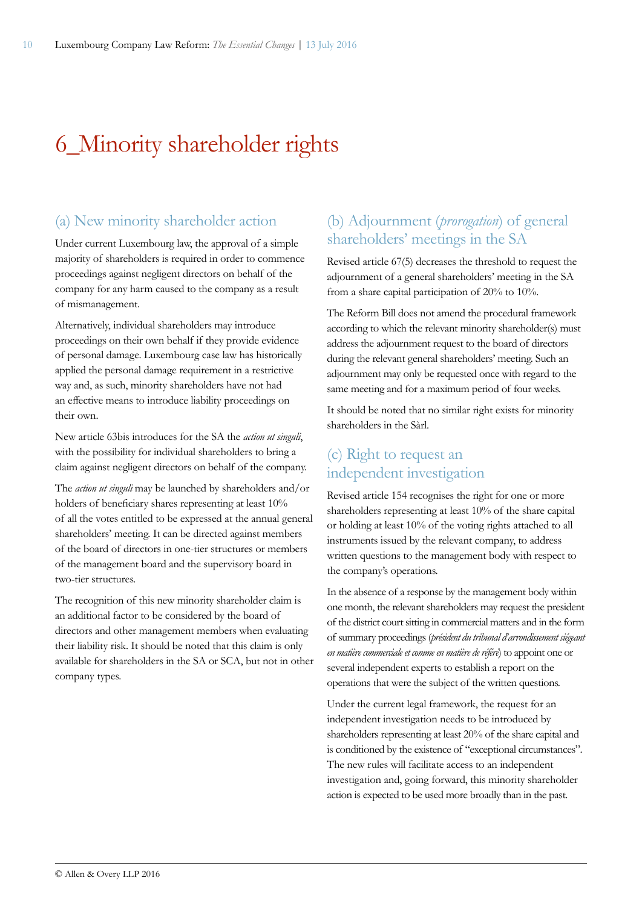# 6_Minority shareholder rights

## (a) New minority shareholder action

Under current Luxembourg law, the approval of a simple majority of shareholders is required in order to commence proceedings against negligent directors on behalf of the company for any harm caused to the company as a result of mismanagement.

Alternatively, individual shareholders may introduce proceedings on their own behalf if they provide evidence of personal damage. Luxembourg case law has historically applied the personal damage requirement in a restrictive way and, as such, minority shareholders have not had an effective means to introduce liability proceedings on their own.

New article 63bis introduces for the SA the *action ut singuli*, with the possibility for individual shareholders to bring a claim against negligent directors on behalf of the company.

The *action ut singuli* may be launched by shareholders and/or holders of beneficiary shares representing at least 10% of all the votes entitled to be expressed at the annual general shareholders' meeting. It can be directed against members of the board of directors in one-tier structures or members of the management board and the supervisory board in two-tier structures.

The recognition of this new minority shareholder claim is an additional factor to be considered by the board of directors and other management members when evaluating their liability risk. It should be noted that this claim is only available for shareholders in the SA or SCA, but not in other company types.

## (b) Adjournment (*prorogation*) of general shareholders' meetings in the SA

Revised article 67(5) decreases the threshold to request the adjournment of a general shareholders' meeting in the SA from a share capital participation of 20% to 10%.

The Reform Bill does not amend the procedural framework according to which the relevant minority shareholder(s) must address the adjournment request to the board of directors during the relevant general shareholders' meeting. Such an adjournment may only be requested once with regard to the same meeting and for a maximum period of four weeks.

It should be noted that no similar right exists for minority shareholders in the Sàrl.

## (c) Right to request an independent investigation

Revised article 154 recognises the right for one or more shareholders representing at least 10% of the share capital or holding at least 10% of the voting rights attached to all instruments issued by the relevant company, to address written questions to the management body with respect to the company's operations.

In the absence of a response by the management body within one month, the relevant shareholders may request the president of the district court sitting in commercial matters and in the form of summary proceedings (*président du tribunal d'arrondissement siégeant en matière commerciale et comme en matière de référé*) to appoint one or several independent experts to establish a report on the operations that were the subject of the written questions.

Under the current legal framework, the request for an independent investigation needs to be introduced by shareholders representing at least 20% of the share capital and is conditioned by the existence of "exceptional circumstances". The new rules will facilitate access to an independent investigation and, going forward, this minority shareholder action is expected to be used more broadly than in the past.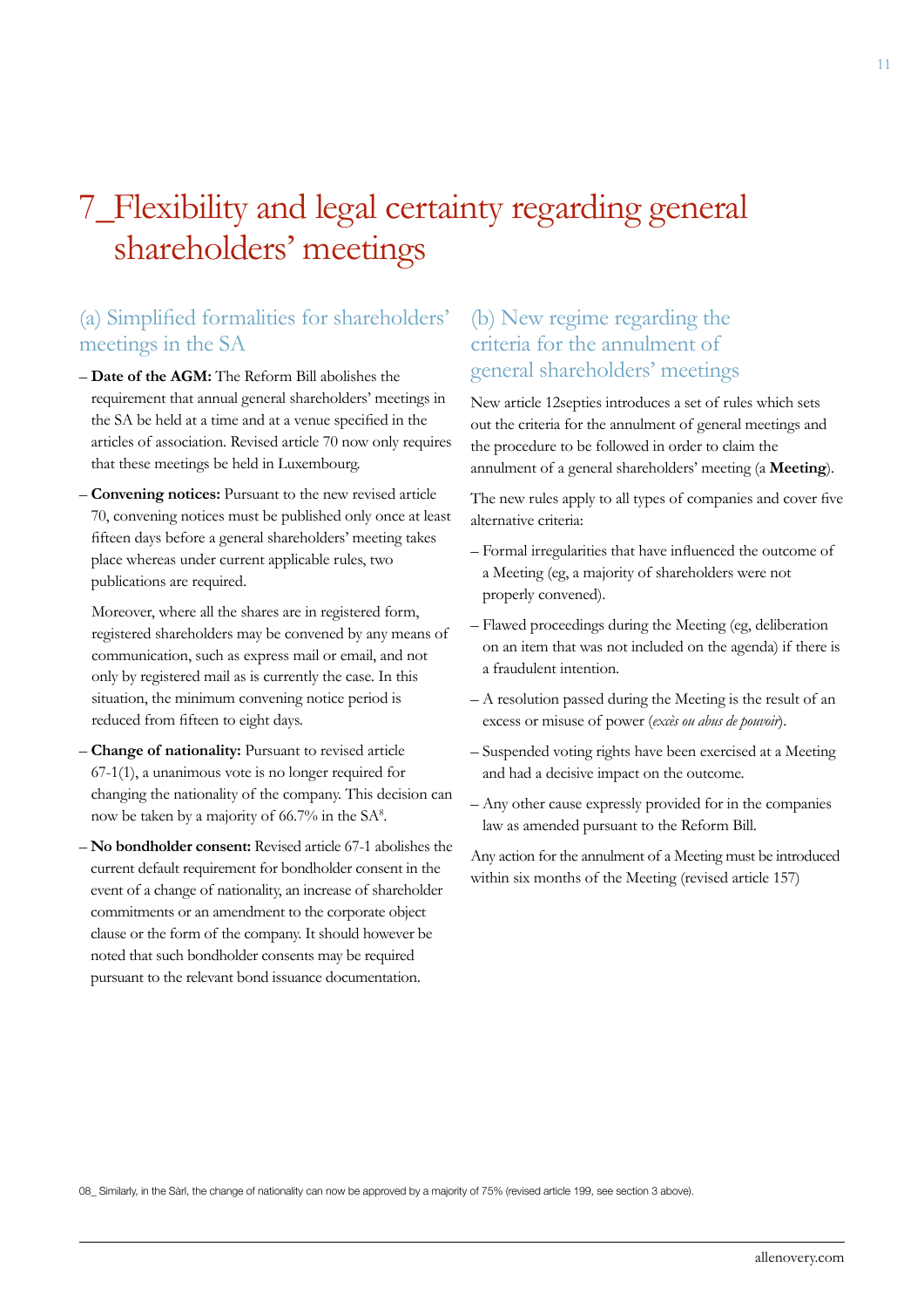# 7_Flexibility and legal certainty regarding general shareholders' meetings

## (a) Simplified formalities for shareholders' meetings in the SA

- **Date of the AGM:** The Reform Bill abolishes the requirement that annual general shareholders' meetings in the SA be held at a time and at a venue specified in the articles of association. Revised article 70 now only requires that these meetings be held in Luxembourg.
- **Convening notices:** Pursuant to the new revised article 70, convening notices must be published only once at least fifteen days before a general shareholders' meeting takes place whereas under current applicable rules, two publications are required.

  Moreover, where all the shares are in registered form, registered shareholders may be convened by any means of communication, such as express mail or email, and not only by registered mail as is currently the case. In this situation, the minimum convening notice period is reduced from fifteen to eight days.
- **Change of nationality:** Pursuant to revised article 67-1(1), a unanimous vote is no longer required for changing the nationality of the company. This decision can now be taken by a majority of 66.7% in the SA[8].
- **No bondholder consent:** Revised article 67-1 abolishes the current default requirement for bondholder consent in the event of a change of nationality, an increase of shareholder commitments or an amendment to the corporate object clause or the form of the company. It should however be noted that such bondholder consents may be required pursuant to the relevant bond issuance documentation.

## (b) New regime regarding the criteria for the annulment of general shareholders' meetings

New article 12septies introduces a set of rules which sets out the criteria for the annulment of general meetings and the procedure to be followed in order to claim the annulment of a general shareholders' meeting (a **Meeting**).

The new rules apply to all types of companies and cover five alternative criteria:

- Formal irregularities that have influenced the outcome of a Meeting (eg, a majority of shareholders were not properly convened).
- Flawed proceedings during the Meeting (eg, deliberation on an item that was not included on the agenda) if there is a fraudulent intention.
- A resolution passed during the Meeting is the result of an excess or misuse of power (*excès ou abus de pouvoir*).
- Suspended voting rights have been exercised at a Meeting and had a decisive impact on the outcome.
- Any other cause expressly provided for in the companies law as amended pursuant to the Reform Bill.

Any action for the annulment of a Meeting must be introduced within six months of the Meeting (revised article 157)

08_ Similarly, in the Sàrl, the change of nationality can now be approved by a majority of 75% (revised article 199, see section 3 above).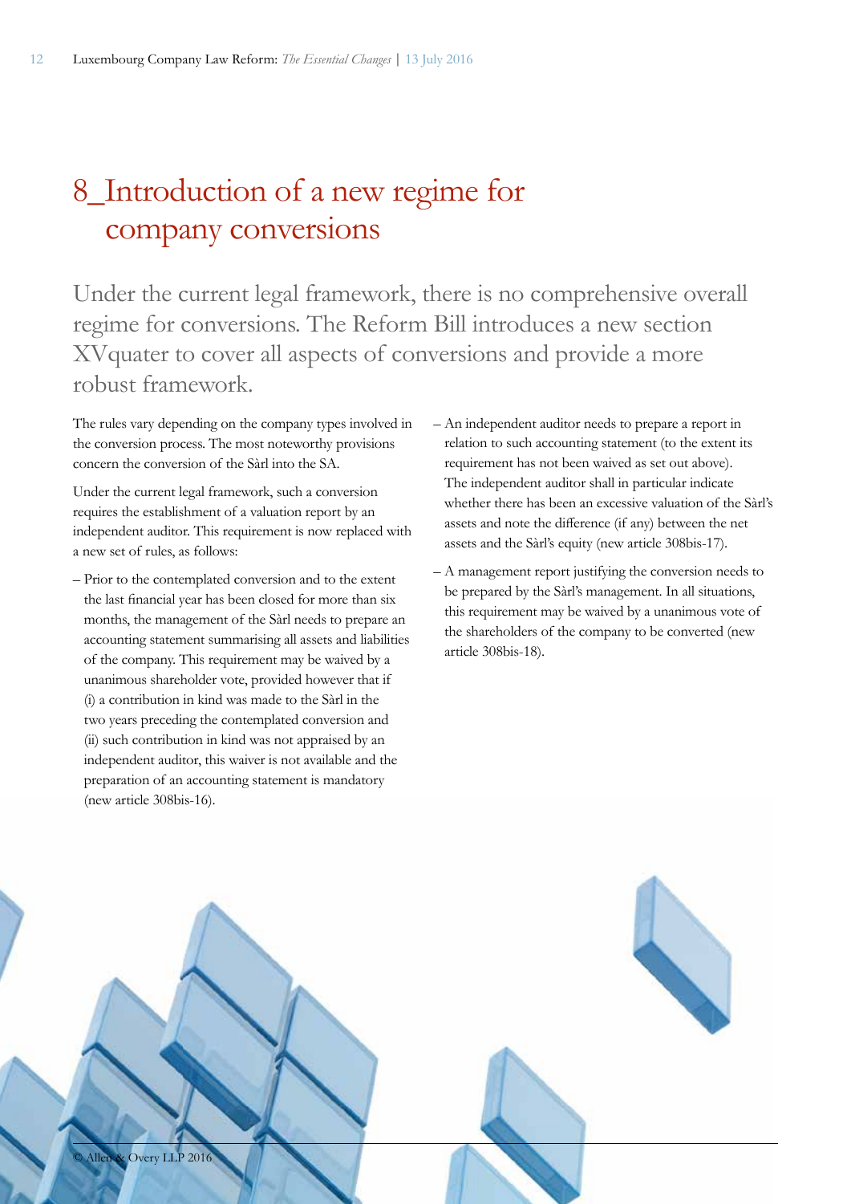# 8_Introduction of a new regime for company conversions

Under the current legal framework, there is no comprehensive overall regime for conversions. The Reform Bill introduces a new section XVquater to cover all aspects of conversions and provide a more robust framework.

The rules vary depending on the company types involved in the conversion process. The most noteworthy provisions concern the conversion of the Sàrl into the SA.

Under the current legal framework, such a conversion requires the establishment of a valuation report by an independent auditor. This requirement is now replaced with a new set of rules, as follows:

- Prior to the contemplated conversion and to the extent the last financial year has been closed for more than six months, the management of the Sàrl needs to prepare an accounting statement summarising all assets and liabilities of the company. This requirement may be waived by a unanimous shareholder vote, provided however that if (i) a contribution in kind was made to the Sàrl in the two years preceding the contemplated conversion and (ii) such contribution in kind was not appraised by an independent auditor, this waiver is not available and the preparation of an accounting statement is mandatory (new article 308bis-16).
- An independent auditor needs to prepare a report in relation to such accounting statement (to the extent its requirement has not been waived as set out above). The independent auditor shall in particular indicate whether there has been an excessive valuation of the Sàrl's assets and note the difference (if any) between the net assets and the Sàrl's equity (new article 308bis-17).
- A management report justifying the conversion needs to be prepared by the Sàrl's management. In all situations, this requirement may be waived by a unanimous vote of the shareholders of the company to be converted (new article 308bis-18).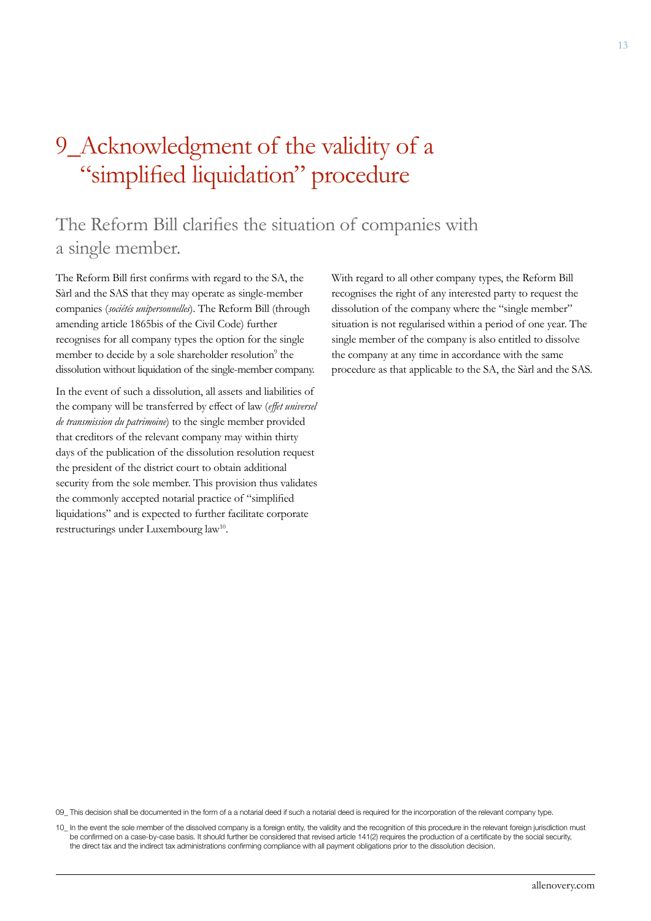# 9_Acknowledgment of the validity of a "simplified liquidation" procedure

## The Reform Bill clarifies the situation of companies with a single member.

The Reform Bill first confirms with regard to the SA, the Sàrl and the SAS that they may operate as single-member companies (*sociétés unipersonnelles*). The Reform Bill (through amending article 1865bis of the Civil Code) further recognises for all company types the option for the single member to decide by a sole shareholder resolution[9] the dissolution without liquidation of the single-member company.

In the event of such a dissolution, all assets and liabilities of the company will be transferred by effect of law (*effet universel de transmission du patrimoine*) to the single member provided that creditors of the relevant company may within thirty days of the publication of the dissolution resolution request the president of the district court to obtain additional security from the sole member. This provision thus validates the commonly accepted notarial practice of "simplified liquidations" and is expected to further facilitate corporate restructurings under Luxembourg law[10].

With regard to all other company types, the Reform Bill recognises the right of any interested party to request the dissolution of the company where the "single member" situation is not regularised within a period of one year. The single member of the company is also entitled to dissolve the company at any time in accordance with the same procedure as that applicable to the SA, the Sàrl and the SAS.

09_ This decision shall be documented in the form of a a notarial deed if such a notarial deed is required for the incorporation of the relevant company type.

10_ In the event the sole member of the dissolved company is a foreign entity, the validity and the recognition of this procedure in the relevant foreign jurisdiction must be confirmed on a case-by-case basis. It should further be considered that revised article 141(2) requires the production of a certificate by the social security, the direct tax and the indirect tax administrations confirming compliance with all payment obligations prior to the dissolution decision.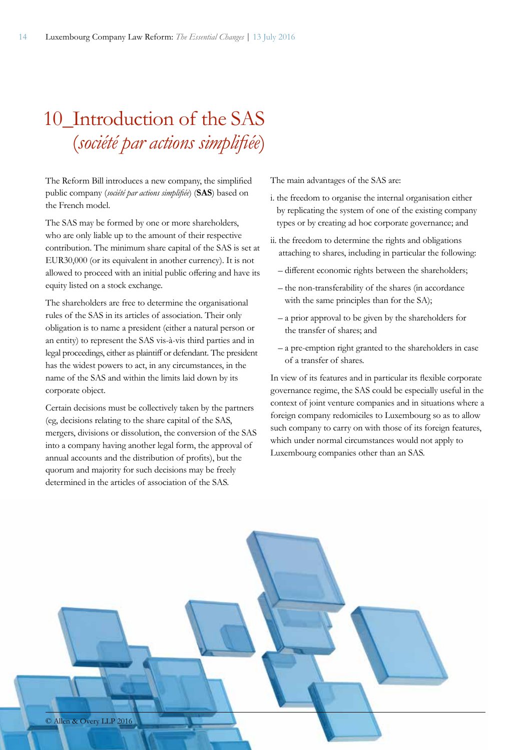# 10_Introduction of the SAS *(société par actions simplifiée)*

The Reform Bill introduces a new company, the simplified public company (*société par actions simplifiée*) (**SAS**) based on the French model.

The SAS may be formed by one or more shareholders, who are only liable up to the amount of their respective contribution. The minimum share capital of the SAS is set at EUR30,000 (or its equivalent in another currency). It is not allowed to proceed with an initial public offering and have its equity listed on a stock exchange.

The shareholders are free to determine the organisational rules of the SAS in its articles of association. Their only obligation is to name a president (either a natural person or an entity) to represent the SAS vis-à-vis third parties and in legal proceedings, either as plaintiff or defendant. The president has the widest powers to act, in any circumstances, in the name of the SAS and within the limits laid down by its corporate object.

Certain decisions must be collectively taken by the partners (eg, decisions relating to the share capital of the SAS, mergers, divisions or dissolution, the conversion of the SAS into a company having another legal form, the approval of annual accounts and the distribution of profits), but the quorum and majority for such decisions may be freely determined in the articles of association of the SAS.

The main advantages of the SAS are:

i. the freedom to organise the internal organisation either by replicating the system of one of the existing company types or by creating ad hoc corporate governance; and

ii. the freedom to determine the rights and obligations attaching to shares, including in particular the following:
   - different economic rights between the shareholders;
   - the non-transferability of the shares (in accordance with the same principles than for the SA);
   - a prior approval to be given by the shareholders for the transfer of shares; and
   - a pre-emption right granted to the shareholders in case of a transfer of shares.

In view of its features and in particular its flexible corporate governance regime, the SAS could be especially useful in the context of joint venture companies and in situations where a foreign company redomiciles to Luxembourg so as to allow such company to carry on with those of its foreign features, which under normal circumstances would not apply to Luxembourg companies other than an SAS.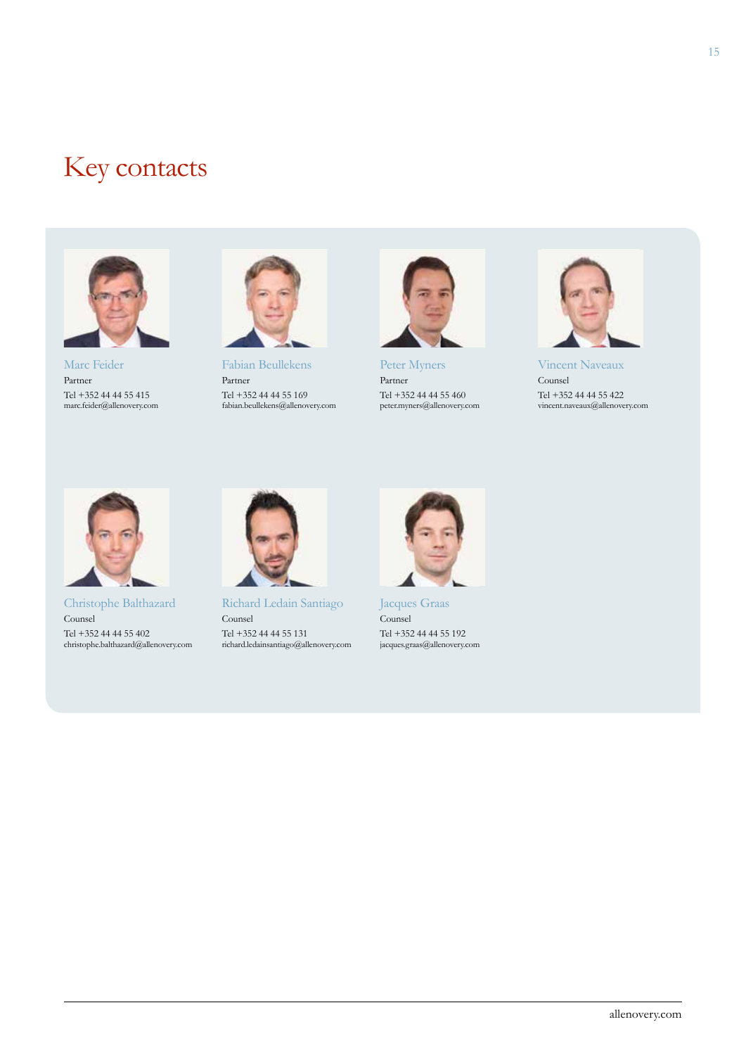# Key contacts

**Marc Feider**
Partner
Tel +352 44 44 55 415
marc.feider@allenovery.com

**Fabian Beullekens**
Partner
Tel +352 44 44 55 169
fabian.beullekens@allenovery.com

**Peter Myners**
Partner
Tel +352 44 44 55 460
peter.myners@allenovery.com

**Vincent Naveaux**
Counsel
Tel +352 44 44 55 422
vincent.naveaux@allenovery.com

**Christophe Balthazard**
Counsel
Tel +352 44 44 55 402
christophe.balthazard@allenovery.com

**Richard Ledain Santiago**
Counsel
Tel +352 44 44 55 131
richard.ledainsantiago@allenovery.com

**Jacques Graas**
Counsel
Tel +352 44 44 55 192
jacques.graas@allenovery.com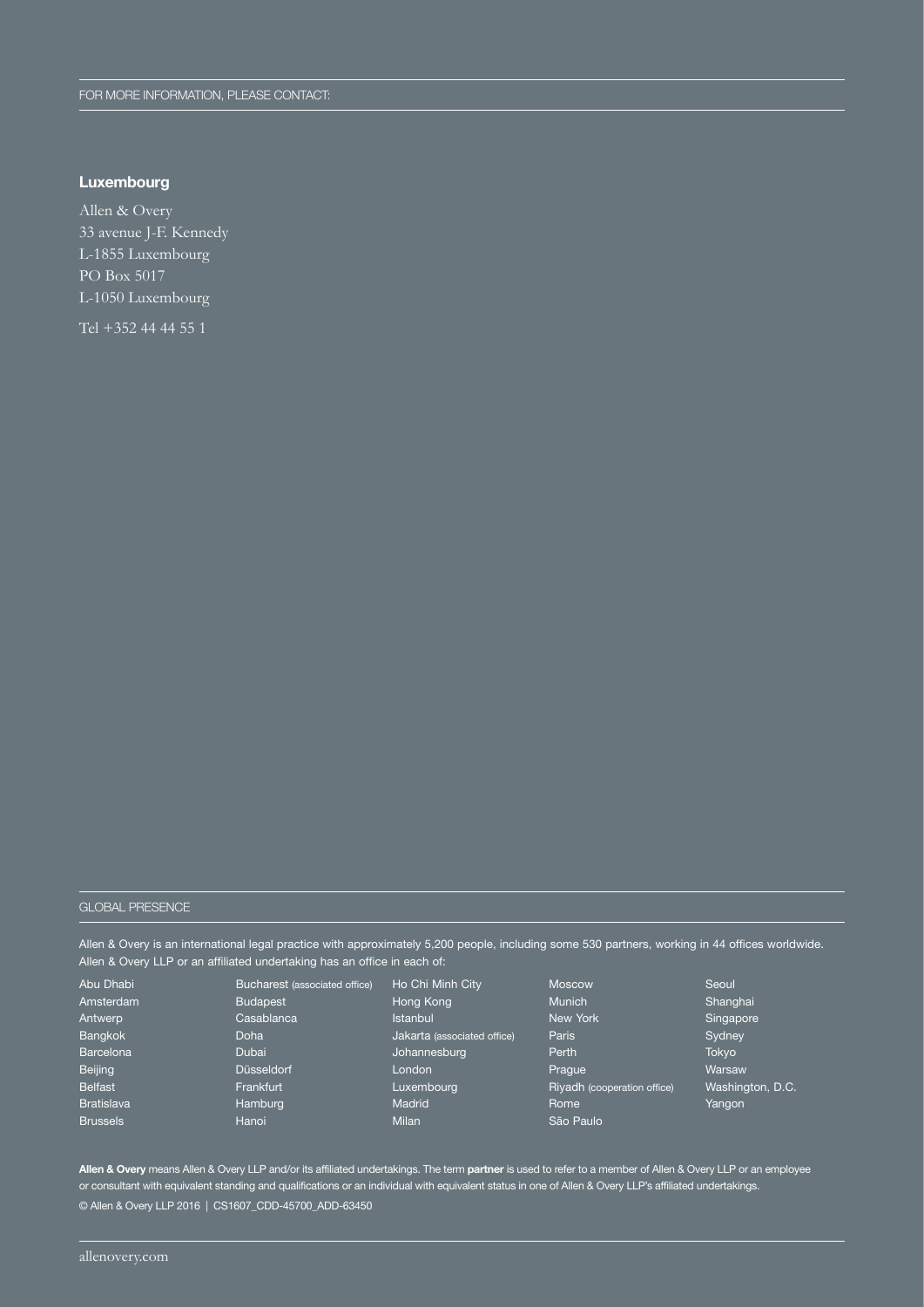FOR MORE INFORMATION, PLEASE CONTACT:

## Luxembourg

Allen & Overy
33 avenue J-F. Kennedy
L-1855 Luxembourg
PO Box 5017
L-1050 Luxembourg

Tel +352 44 44 55 1

GLOBAL PRESENCE

Allen & Overy is an international legal practice with approximately 5,200 people, including some 530 partners, working in 44 offices worldwide. Allen & Overy LLP or an affiliated undertaking has an office in each of:

Abu Dhabi
Amsterdam
Antwerp
Bangkok
Barcelona
Beijing
Belfast
Bratislava
Brussels
Bucharest (associated office)
Budapest
Casablanca
Doha
Dubai
Düsseldorf
Frankfurt
Hamburg
Hanoi
Ho Chi Minh City
Hong Kong
Istanbul
Jakarta (associated office)
Johannesburg
London
Luxembourg
Madrid
Milan
Moscow
Munich
New York
Paris
Perth
Prague
Riyadh (cooperation office)
Rome
São Paulo
Seoul
Shanghai
Singapore
Sydney
Tokyo
Warsaw
Washington, D.C.
Yangon

**Allen & Overy** means Allen & Overy LLP and/or its affiliated undertakings. The term **partner** is used to refer to a member of Allen & Overy LLP or an employee or consultant with equivalent standing and qualifications or an individual with equivalent status in one of Allen & Overy LLP's affiliated undertakings.

© Allen & Overy LLP 2016 | CS1607_CDD-45700_ADD-63450

allenovery.com